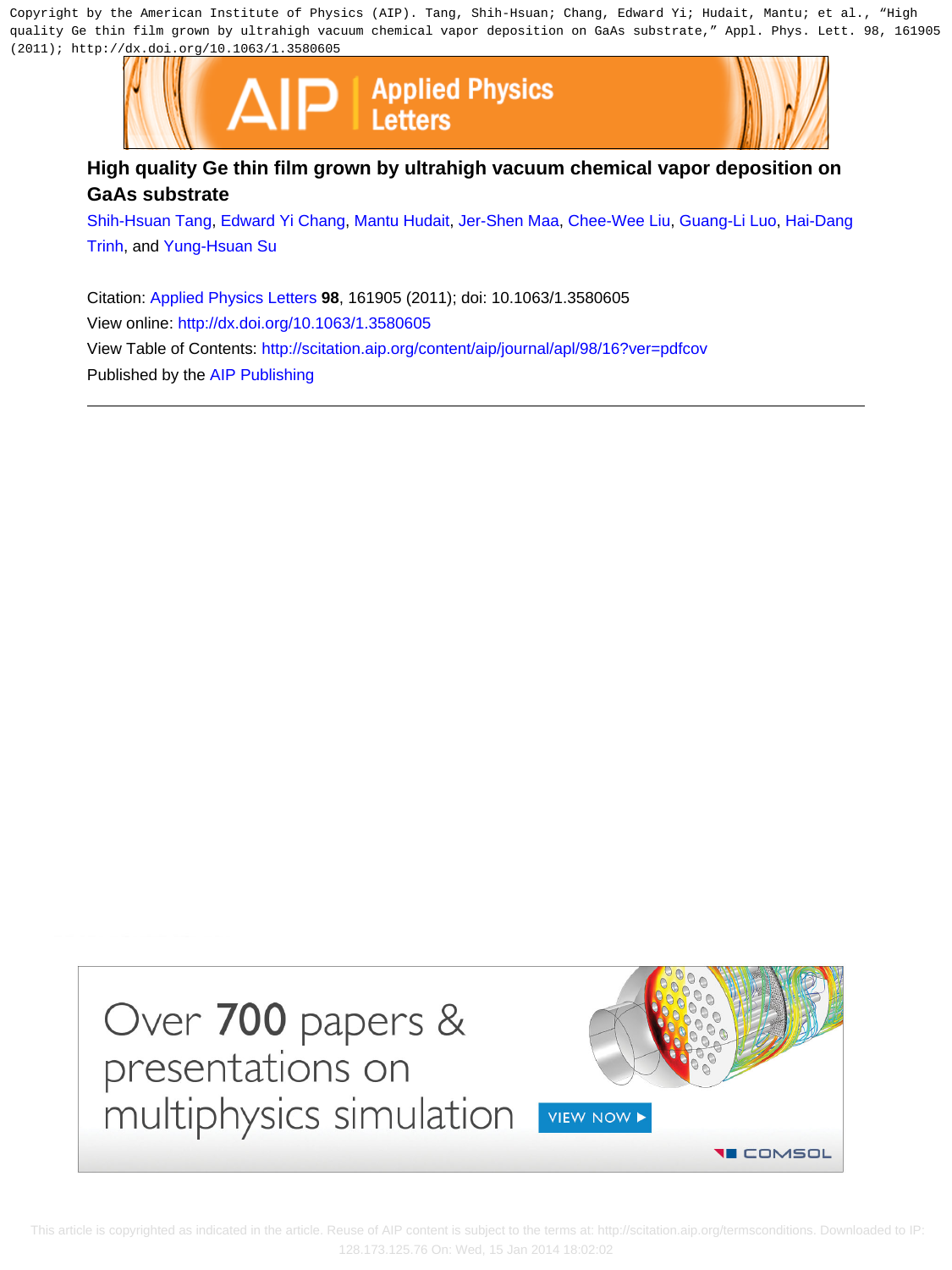Copyright by the American Institute of Physics (AIP). Tang, Shih-Hsuan; Chang, Edward Yi; Hudait, Mantu; et al., "High quality Ge thin film grown by ultrahigh vacuum chemical vapor deposition on GaAs substrate," Appl. Phys. Lett. 98, 161905 (2011); http://dx.doi.org/10.1063/1.3580605

# High quality Ge thin film grown by ultrahigh vacuum chemical vapor deposition on GaAs substrate

Shih-Hsuan Tang, Edward Yi Chang, Mantu Hudait, Jer-Shen Maa, Chee-Wee Liu, Guang-Li Luo, Hai-Dang Trinh, and Yung-Hsuan Su

Citation: Applied Physics Letters **98**, 161905 (2011); doi: 10.1063/1.3580605

View online: http://dx.doi.org/10.1063/1.3580605

View Table of Contents: http://scitation.aip.org/content/aip/journal/apl/98/16?ver=pdfcov

Published by the AIP Publishing

Over **700** papers & presentations on multiphysics simulation

VIEW NOW ▸

COMSOL

This article is copyrighted as indicated in the article. Reuse of AIP content is subject to the terms at: http://scitation.aip.org/termsconditions. Downloaded to IP: 128.173.125.76 On: Wed, 15 Jan 2014 18:02:02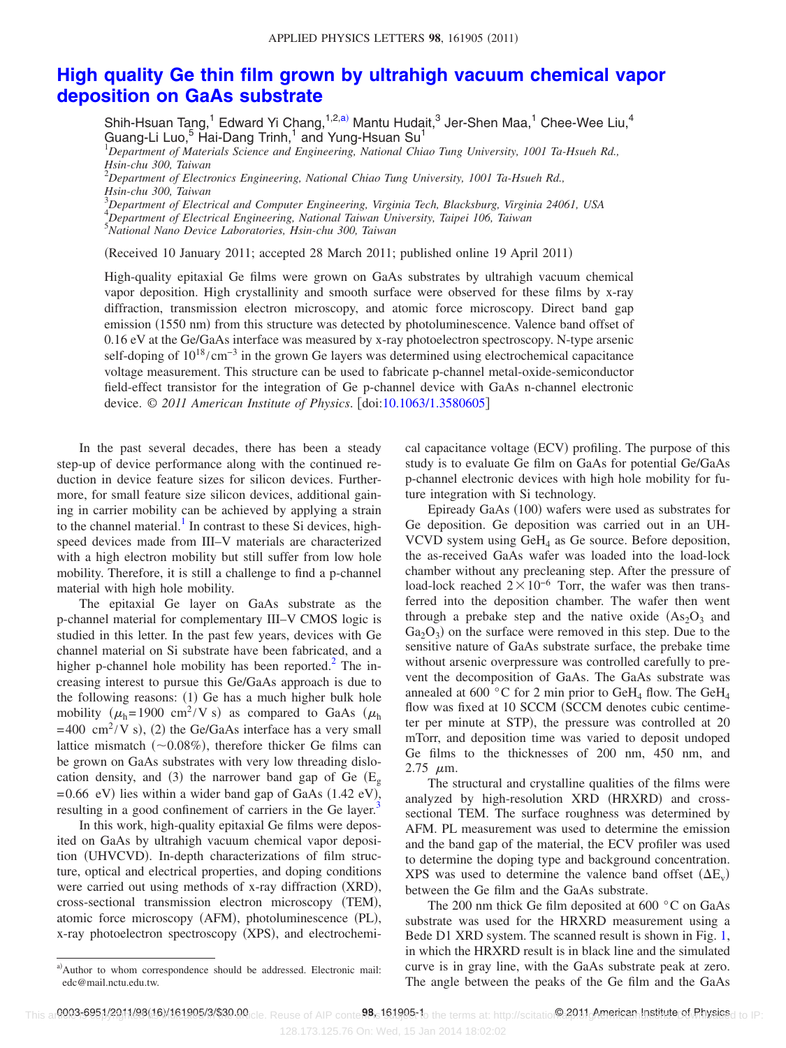# High quality Ge thin film grown by ultrahigh vacuum chemical vapor deposition on GaAs substrate

Shih-Hsuan Tang,[1] Edward Yi Chang,[1,2,a)] Mantu Hudait,[3] Jer-Shen Maa,[1] Chee-Wee Liu,[4] Guang-Li Luo,[5] Hai-Dang Trinh,[1] and Yung-Hsuan Su[1]

[1]*Department of Materials Science and Engineering, National Chiao Tung University, 1001 Ta-Hsueh Rd., Hsin-chu 300, Taiwan*
[2]*Department of Electronics Engineering, National Chiao Tung University, 1001 Ta-Hsueh Rd., Hsin-chu 300, Taiwan*
[3]*Department of Electrical and Computer Engineering, Virginia Tech, Blacksburg, Virginia 24061, USA*
[4]*Department of Electrical Engineering, National Taiwan University, Taipei 106, Taiwan*
[5]*National Nano Device Laboratories, Hsin-chu 300, Taiwan*

(Received 10 January 2011; accepted 28 March 2011; published online 19 April 2011)

High-quality epitaxial Ge films were grown on GaAs substrates by ultrahigh vacuum chemical vapor deposition. High crystallinity and smooth surface were observed for these films by x-ray diffraction, transmission electron microscopy, and atomic force microscopy. Direct band gap emission (1550 nm) from this structure was detected by photoluminescence. Valence band offset of 0.16 eV at the Ge/GaAs interface was measured by x-ray photoelectron spectroscopy. N-type arsenic self-doping of $10^{18}/\text{cm}^{-3}$ in the grown Ge layers was determined using electrochemical capacitance voltage measurement. This structure can be used to fabricate p-channel metal-oxide-semiconductor field-effect transistor for the integration of Ge p-channel device with GaAs n-channel electronic device. *© 2011 American Institute of Physics.* [doi:10.1063/1.3580605]

In the past several decades, there has been a steady step-up of device performance along with the continued reduction in device feature sizes for silicon devices. Furthermore, for small feature size silicon devices, additional gaining in carrier mobility can be achieved by applying a strain to the channel material.[1] In contrast to these Si devices, high-speed devices made from III–V materials are characterized with a high electron mobility but still suffer from low hole mobility. Therefore, it is still a challenge to find a p-channel material with high hole mobility.

The epitaxial Ge layer on GaAs substrate as the p-channel material for complementary III–V CMOS logic is studied in this letter. In the past few years, devices with Ge channel material on Si substrate have been fabricated, and a higher p-channel hole mobility has been reported.[2] The increasing interest to pursue this Ge/GaAs approach is due to the following reasons: (1) Ge has a much higher bulk hole mobility ($\mu_h = 1900\ \text{cm}^2/\text{V s}$) as compared to GaAs ($\mu_h = 400\ \text{cm}^2/\text{V s}$), (2) the Ge/GaAs interface has a very small lattice mismatch (~0.08%), therefore thicker Ge films can be grown on GaAs substrates with very low threading dislocation density, and (3) the narrower band gap of Ge ($E_g = 0.66$ eV) lies within a wider band gap of GaAs (1.42 eV), resulting in a good confinement of carriers in the Ge layer.[3]

In this work, high-quality epitaxial Ge films were deposited on GaAs by ultrahigh vacuum chemical vapor deposition (UHVCVD). In-depth characterizations of film structure, optical and electrical properties, and doping conditions were carried out using methods of x-ray diffraction (XRD), cross-sectional transmission electron microscopy (TEM), atomic force microscopy (AFM), photoluminescence (PL), x-ray photoelectron spectroscopy (XPS), and electrochemical capacitance voltage (ECV) profiling. The purpose of this study is to evaluate Ge film on GaAs for potential Ge/GaAs p-channel electronic devices with high hole mobility for future integration with Si technology.

Epiready GaAs (100) wafers were used as substrates for Ge deposition. Ge deposition was carried out in an UHVCVD system using $GeH_4$ as Ge source. Before deposition, the as-received GaAs wafer was loaded into the load-lock chamber without any precleaning step. After the pressure of load-lock reached $2\times10^{-6}$ Torr, the wafer was then transferred into the deposition chamber. The wafer then went through a prebake step and the native oxide ($As_2O_3$ and $Ga_2O_3$) on the surface were removed in this step. Due to the sensitive nature of GaAs substrate surface, the prebake time without arsenic overpressure was controlled carefully to prevent the decomposition of GaAs. The GaAs substrate was annealed at 600 °C for 2 min prior to $GeH_4$ flow. The $GeH_4$ flow was fixed at 10 SCCM (SCCM denotes cubic centimeter per minute at STP), the pressure was controlled at 20 mTorr, and deposition time was varied to deposit undoped Ge films to the thicknesses of 200 nm, 450 nm, and 2.75 $\mu$m.

The structural and crystalline qualities of the films were analyzed by high-resolution XRD (HRXRD) and cross-sectional TEM. The surface roughness was determined by AFM. PL measurement was used to determine the emission and the band gap of the material, the ECV profiler was used to determine the doping type and background concentration. XPS was used to determine the valence band offset ($\Delta E_v$) between the Ge film and the GaAs substrate.

The 200 nm thick Ge film deposited at 600 °C on GaAs substrate was used for the HRXRD measurement using a Bede D1 XRD system. The scanned result is shown in Fig. 1, in which the HRXRD result is in black line and the simulated curve is in gray line, with the GaAs substrate peak at zero. The angle between the peaks of the Ge film and the GaAs

[a)]Author to whom correspondence should be addressed. Electronic mail: edc@mail.nctu.edu.tw.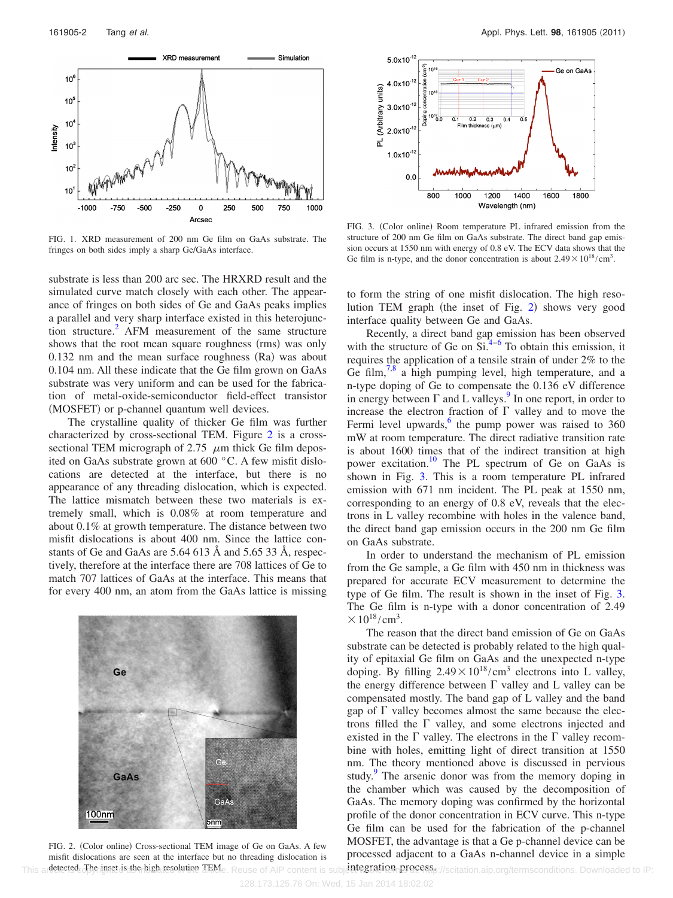FIG. 1. XRD measurement of 200 nm Ge film on GaAs substrate. The fringes on both sides imply a sharp Ge/GaAs interface.

substrate is less than 200 arc sec. The HRXRD result and the simulated curve match closely with each other. The appearance of fringes on both sides of Ge and GaAs peaks implies a parallel and very sharp interface existed in this heterojunction structure.[2] AFM measurement of the same structure shows that the root mean square roughness (rms) was only 0.132 nm and the mean surface roughness (Ra) was about 0.104 nm. All these indicate that the Ge film grown on GaAs substrate was very uniform and can be used for the fabrication of metal-oxide-semiconductor field-effect transistor (MOSFET) or p-channel quantum well devices.

The crystalline quality of thicker Ge film was further characterized by cross-sectional TEM. Figure 2 is a cross-sectional TEM micrograph of 2.75 $\mu$m thick Ge film deposited on GaAs substrate grown at 600 °C. A few misfit dislocations are detected at the interface, but there is no appearance of any threading dislocation, which is expected. The lattice mismatch between these two materials is extremely small, which is 0.08% at room temperature and about 0.1% at growth temperature. The distance between two misfit dislocations is about 400 nm. Since the lattice constants of Ge and GaAs are 5.64 613 Å and 5.65 33 Å, respectively, therefore at the interface there are 708 lattices of Ge to match 707 lattices of GaAs at the interface. This means that for every 400 nm, an atom from the GaAs lattice is missing

FIG. 2. (Color online) Cross-sectional TEM image of Ge on GaAs. A few misfit dislocations are seen at the interface but no threading dislocation is detected. The inset is the high resolution TEM.

FIG. 3. (Color online) Room temperature PL infrared emission from the structure of 200 nm Ge film on GaAs substrate. The direct band gap emission occurs at 1550 nm with energy of 0.8 eV. The ECV data shows that the Ge film is n-type, and the donor concentration is about $2.49 \times 10^{18}/\mathrm{cm}^3$.

to form the string of one misfit dislocation. The high resolution TEM graph (the inset of Fig. 2) shows very good interface quality between Ge and GaAs.

Recently, a direct band gap emission has been observed with the structure of Ge on Si.[4–6] To obtain this emission, it requires the application of a tensile strain of under 2% to the Ge film,[7,8] a high pumping level, high temperature, and a n-type doping of Ge to compensate the 0.136 eV difference in energy between $\Gamma$ and L valleys.[9] In one report, in order to increase the electron fraction of $\Gamma$ valley and to move the Fermi level upwards,[6] the pump power was raised to 360 mW at room temperature. The direct radiative transition rate is about 1600 times that of the indirect transition at high power excitation.[10] The PL spectrum of Ge on GaAs is shown in Fig. 3. This is a room temperature PL infrared emission with 671 nm incident. The PL peak at 1550 nm, corresponding to an energy of 0.8 eV, reveals that the electrons in L valley recombine with holes in the valence band, the direct band gap emission occurs in the 200 nm Ge film on GaAs substrate.

In order to understand the mechanism of PL emission from the Ge sample, a Ge film with 450 nm in thickness was prepared for accurate ECV measurement to determine the type of Ge film. The result is shown in the inset of Fig. 3. The Ge film is n-type with a donor concentration of $2.49 \times 10^{18}/\mathrm{cm}^3$.

The reason that the direct band emission of Ge on GaAs substrate can be detected is probably related to the high quality of epitaxial Ge film on GaAs and the unexpected n-type doping. By filling $2.49 \times 10^{18}/\mathrm{cm}^3$ electrons into L valley, the energy difference between $\Gamma$ valley and L valley can be compensated mostly. The band gap of L valley and the band gap of $\Gamma$ valley becomes almost the same because the electrons filled the $\Gamma$ valley, and some electrons injected and existed in the $\Gamma$ valley. The electrons in the $\Gamma$ valley recombine with holes, emitting light of direct transition at 1550 nm. The theory mentioned above is discussed in pervious study.[9] The arsenic donor was from the memory doping in the chamber which was caused by the decomposition of GaAs. The memory doping was confirmed by the horizontal profile of the donor concentration in ECV curve. This n-type Ge film can be used for the fabrication of the p-channel MOSFET, the advantage is that a Ge p-channel device can be processed adjacent to a GaAs n-channel device in a simple integration process.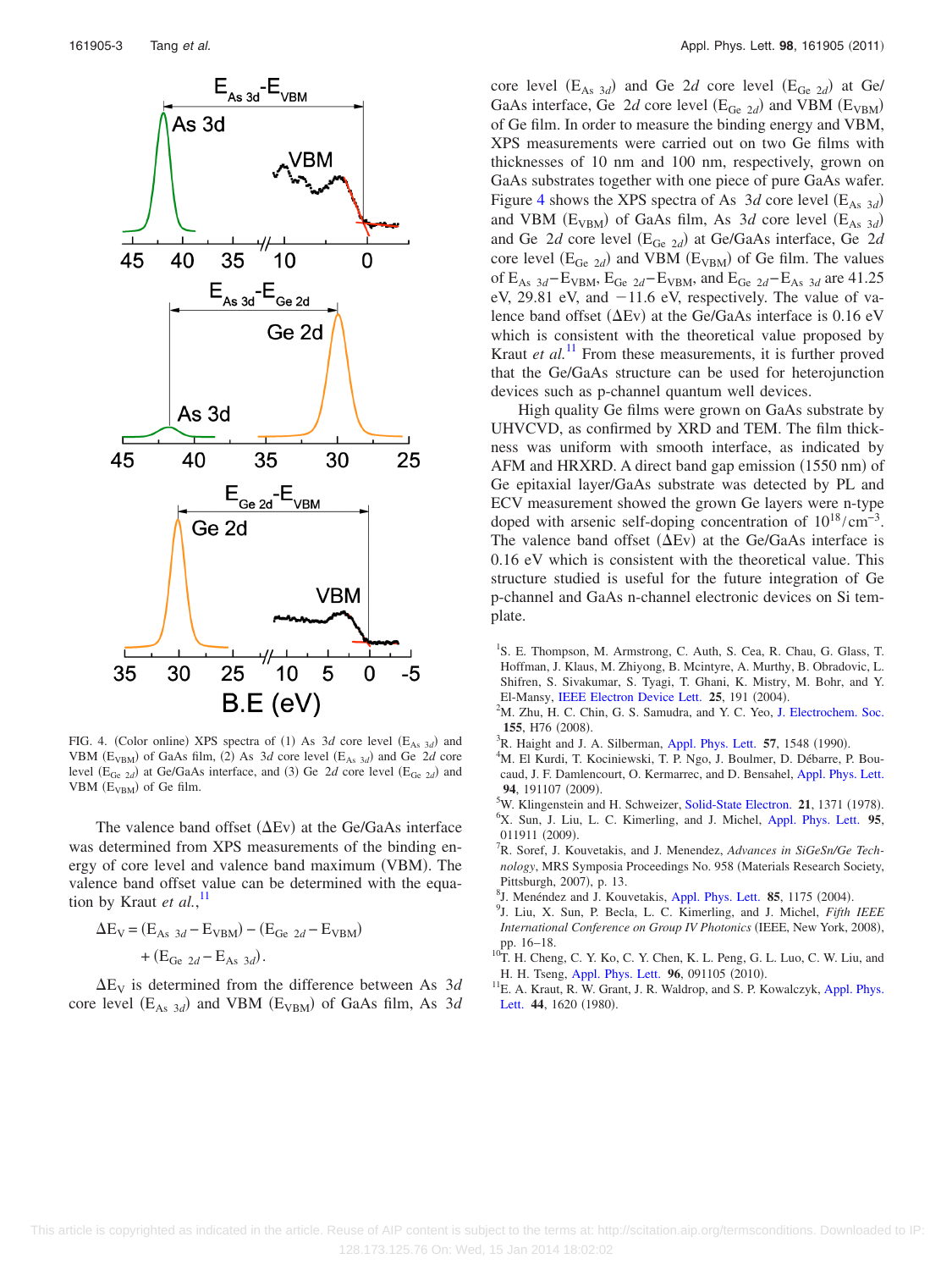$E_{As\ 3d}$-$E_{VBM}$

As 3d

VBM

45 40 35 10 0

$E_{As\ 3d}$-$E_{Ge\ 2d}$

Ge 2d

As 3d

45 40 35 30 25

$E_{Ge\ 2d}$-$E_{VBM}$

Ge 2d

VBM

35 30 25 10 5 0 -5

B.E (eV)

FIG. 4. (Color online) XPS spectra of (1) As 3*d* core level ($E_{As\ 3d}$) and VBM ($E_{VBM}$) of GaAs film, (2) As 3*d* core level ($E_{As\ 3d}$) and Ge 2*d* core level ($E_{Ge\ 2d}$) at Ge/GaAs interface, and (3) Ge 2*d* core level ($E_{Ge\ 2d}$) and VBM ($E_{VBM}$) of Ge film.

The valence band offset (ΔEv) at the Ge/GaAs interface was determined from XPS measurements of the binding energy of core level and valence band maximum (VBM). The valence band offset value can be determined with the equation by Kraut *et al.*,[11]

$$\Delta E_V = (E_{As\ 3d} - E_{VBM}) - (E_{Ge\ 2d} - E_{VBM}) + (E_{Ge\ 2d} - E_{As\ 3d}).$$

$\Delta E_V$ is determined from the difference between As 3*d* core level ($E_{As\ 3d}$) and VBM ($E_{VBM}$) of GaAs film, As 3*d* core level ($E_{As\ 3d}$) and Ge 2*d* core level ($E_{Ge\ 2d}$) at Ge/GaAs interface, Ge 2*d* core level ($E_{Ge\ 2d}$) and VBM ($E_{VBM}$) of Ge film. In order to measure the binding energy and VBM, XPS measurements were carried out on two Ge films with thicknesses of 10 nm and 100 nm, respectively, grown on GaAs substrates together with one piece of pure GaAs wafer. Figure 4 shows the XPS spectra of As 3*d* core level ($E_{As\ 3d}$) and VBM ($E_{VBM}$) of GaAs film, As 3*d* core level ($E_{As\ 3d}$) and Ge 2*d* core level ($E_{Ge\ 2d}$) at Ge/GaAs interface, Ge 2*d* core level ($E_{Ge\ 2d}$) and VBM ($E_{VBM}$) of Ge film. The values of $E_{As\ 3d}-E_{VBM}$, $E_{Ge\ 2d}-E_{VBM}$, and $E_{Ge\ 2d}-E_{As\ 3d}$ are 41.25 eV, 29.81 eV, and −11.6 eV, respectively. The value of valence band offset (ΔEv) at the Ge/GaAs interface is 0.16 eV which is consistent with the theoretical value proposed by Kraut *et al.*[11] From these measurements, it is further proved that the Ge/GaAs structure can be used for heterojunction devices such as p-channel quantum well devices.

High quality Ge films were grown on GaAs substrate by UHVCVD, as confirmed by XRD and TEM. The film thickness was uniform with smooth interface, as indicated by AFM and HRXRD. A direct band gap emission (1550 nm) of Ge epitaxial layer/GaAs substrate was detected by PL and ECV measurement showed the grown Ge layers were n-type doped with arsenic self-doping concentration of $10^{18}/\text{cm}^{-3}$. The valence band offset (ΔEv) at the Ge/GaAs interface is 0.16 eV which is consistent with the theoretical value. This structure studied is useful for the future integration of Ge p-channel and GaAs n-channel electronic devices on Si template.

[1] S. E. Thompson, M. Armstrong, C. Auth, S. Cea, R. Chau, G. Glass, T. Hoffman, J. Klaus, M. Zhiyong, B. Mcintyre, A. Murthy, B. Obradovic, L. Shifren, S. Sivakumar, S. Tyagi, T. Ghani, K. Mistry, M. Bohr, and Y. El-Mansy, IEEE Electron Device Lett. **25**, 191 (2004).

[2] M. Zhu, H. C. Chin, G. S. Samudra, and Y. C. Yeo, J. Electrochem. Soc. **155**, H76 (2008).

[3] R. Haight and J. A. Silberman, Appl. Phys. Lett. **57**, 1548 (1990).

[4] M. El Kurdi, T. Kociniewski, T. P. Ngo, J. Boulmer, D. Débarre, P. Boucaud, J. F. Damlencourt, O. Kermarrec, and D. Bensahel, Appl. Phys. Lett. **94**, 191107 (2009).

[5] W. Klingenstein and H. Schweizer, Solid-State Electron. **21**, 1371 (1978).

[6] X. Sun, J. Liu, L. C. Kimerling, and J. Michel, Appl. Phys. Lett. **95**, 011911 (2009).

[7] R. Soref, J. Kouvetakis, and J. Menendez, *Advances in SiGeSn/Ge Technology*, MRS Symposia Proceedings No. 958 (Materials Research Society, Pittsburgh, 2007), p. 13.

[8] J. Menéndez and J. Kouvetakis, Appl. Phys. Lett. **85**, 1175 (2004).

[9] J. Liu, X. Sun, P. Becla, L. C. Kimerling, and J. Michel, *Fifth IEEE International Conference on Group IV Photonics* (IEEE, New York, 2008), pp. 16–18.

[10] T. H. Cheng, C. Y. Ko, C. Y. Chen, K. L. Peng, G. L. Luo, C. W. Liu, and H. H. Tseng, Appl. Phys. Lett. **96**, 091105 (2010).

[11] E. A. Kraut, R. W. Grant, J. R. Waldrop, and S. P. Kowalczyk, Appl. Phys. Lett. **44**, 1620 (1980).